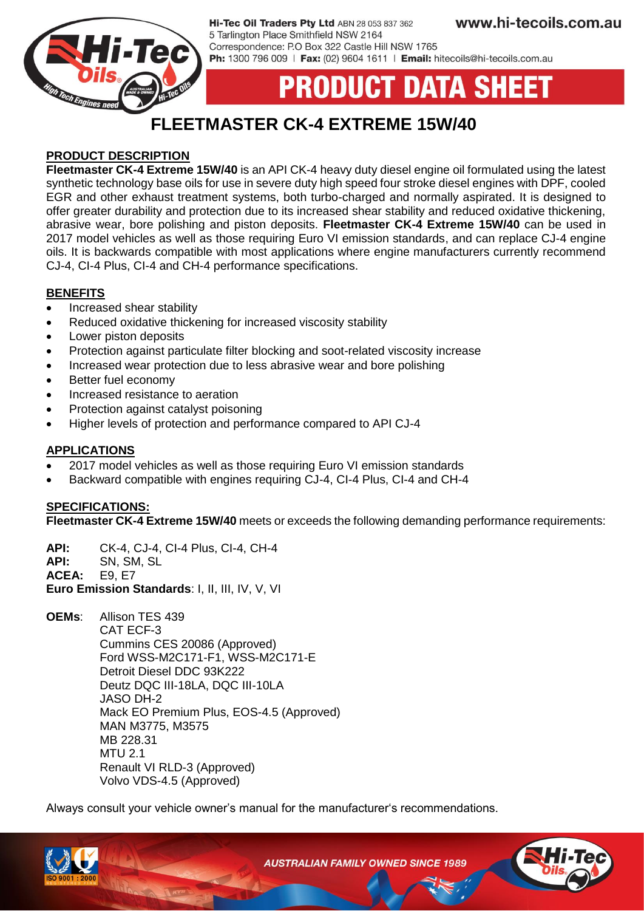Hi-Tec Oil Traders Pty Ltd ABN 28 053 837 362
5 Tarlington Place Smithfield NSW 2164
Correspondence: P.O Box 322 Castle Hill NSW 1765
**Ph:** 1300 796 009 | **Fax:** (02) 9604 1611 | **Email:** hitecoils@hi-tecoils.com.au

www.hi-tecoils.com.au

# PRODUCT DATA SHEET

# FLEETMASTER CK-4 EXTREME 15W/40

## PRODUCT DESCRIPTION

**Fleetmaster CK-4 Extreme 15W/40** is an API CK-4 heavy duty diesel engine oil formulated using the latest synthetic technology base oils for use in severe duty high speed four stroke diesel engines with DPF, cooled EGR and other exhaust treatment systems, both turbo-charged and normally aspirated. It is designed to offer greater durability and protection due to its increased shear stability and reduced oxidative thickening, abrasive wear, bore polishing and piston deposits. **Fleetmaster CK-4 Extreme 15W/40** can be used in 2017 model vehicles as well as those requiring Euro VI emission standards, and can replace CJ-4 engine oils. It is backwards compatible with most applications where engine manufacturers currently recommend CJ-4, CI-4 Plus, CI-4 and CH-4 performance specifications.

## BENEFITS

- Increased shear stability
- Reduced oxidative thickening for increased viscosity stability
- Lower piston deposits
- Protection against particulate filter blocking and soot-related viscosity increase
- Increased wear protection due to less abrasive wear and bore polishing
- Better fuel economy
- Increased resistance to aeration
- Protection against catalyst poisoning
- Higher levels of protection and performance compared to API CJ-4

## APPLICATIONS

- 2017 model vehicles as well as those requiring Euro VI emission standards
- Backward compatible with engines requiring CJ-4, CI-4 Plus, CI-4 and CH-4

## SPECIFICATIONS:

**Fleetmaster CK-4 Extreme 15W/40** meets or exceeds the following demanding performance requirements:

**API:** CK-4, CJ-4, CI-4 Plus, CI-4, CH-4
**API:** SN, SM, SL
**ACEA:** E9, E7
**Euro Emission Standards**: I, II, III, IV, V, VI

**OEMs**:
Allison TES 439
CAT ECF-3
Cummins CES 20086 (Approved)
Ford WSS-M2C171-F1, WSS-M2C171-E
Detroit Diesel DDC 93K222
Deutz DQC III-18LA, DQC III-10LA
JASO DH-2
Mack EO Premium Plus, EOS-4.5 (Approved)
MAN M3775, M3575
MB 228.31
MTU 2.1
Renault VI RLD-3 (Approved)
Volvo VDS-4.5 (Approved)

Always consult your vehicle owner's manual for the manufacturer's recommendations.

AUSTRALIAN FAMILY OWNED SINCE 1989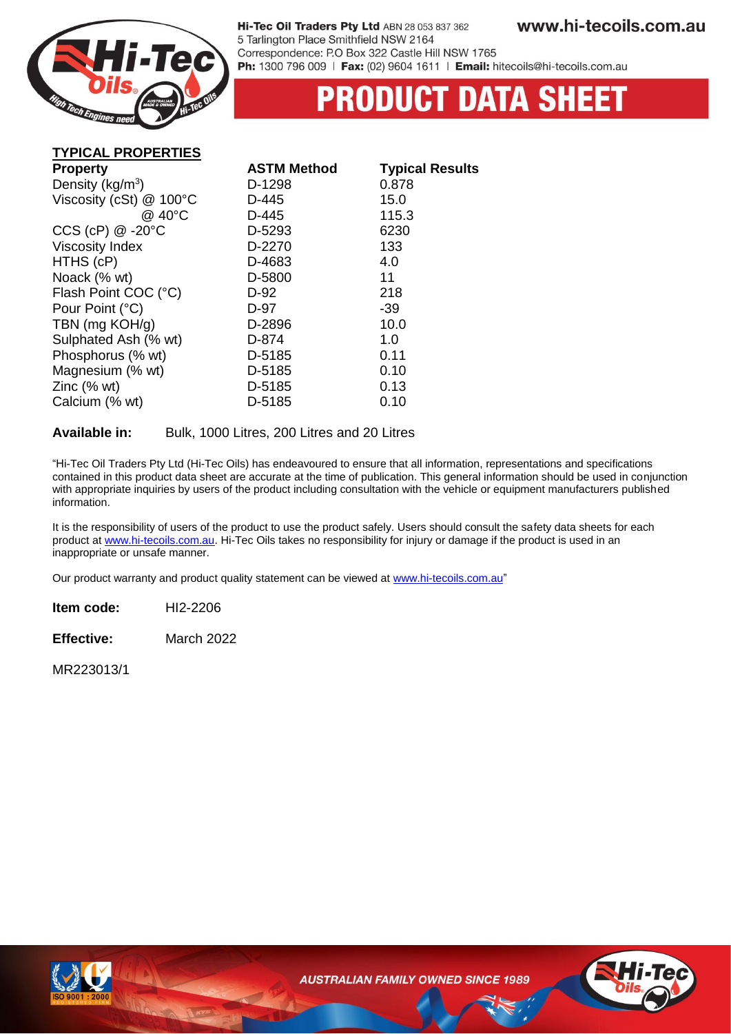## TYPICAL PROPERTIES

| Property | ASTM Method | Typical Results |
|---|---|---|
| Density (kg/m$^3$) | D-1298 | 0.878 |
| Viscosity (cSt) @ 100°C | D-445 | 15.0 |
| @ 40°C | D-445 | 115.3 |
| CCS (cP) @ -20°C | D-5293 | 6230 |
| Viscosity Index | D-2270 | 133 |
| HTHS (cP) | D-4683 | 4.0 |
| Noack (% wt) | D-5800 | 11 |
| Flash Point COC (°C) | D-92 | 218 |
| Pour Point (°C) | D-97 | -39 |
| TBN (mg KOH/g) | D-2896 | 10.0 |
| Sulphated Ash (% wt) | D-874 | 1.0 |
| Phosphorus (% wt) | D-5185 | 0.11 |
| Magnesium (% wt) | D-5185 | 0.10 |
| Zinc (% wt) | D-5185 | 0.13 |
| Calcium (% wt) | D-5185 | 0.10 |

**Available in:** Bulk, 1000 Litres, 200 Litres and 20 Litres

"Hi-Tec Oil Traders Pty Ltd (Hi-Tec Oils) has endeavoured to ensure that all information, representations and specifications contained in this product data sheet are accurate at the time of publication. This general information should be used in conjunction with appropriate inquiries by users of the product including consultation with the vehicle or equipment manufacturers published information.

It is the responsibility of users of the product to use the product safely. Users should consult the safety data sheets for each product at www.hi-tecoils.com.au. Hi-Tec Oils takes no responsibility for injury or damage if the product is used in an inappropriate or unsafe manner.

Our product warranty and product quality statement can be viewed at www.hi-tecoils.com.au"

**Item code:** HI2-2206

**Effective:** March 2022

MR223013/1